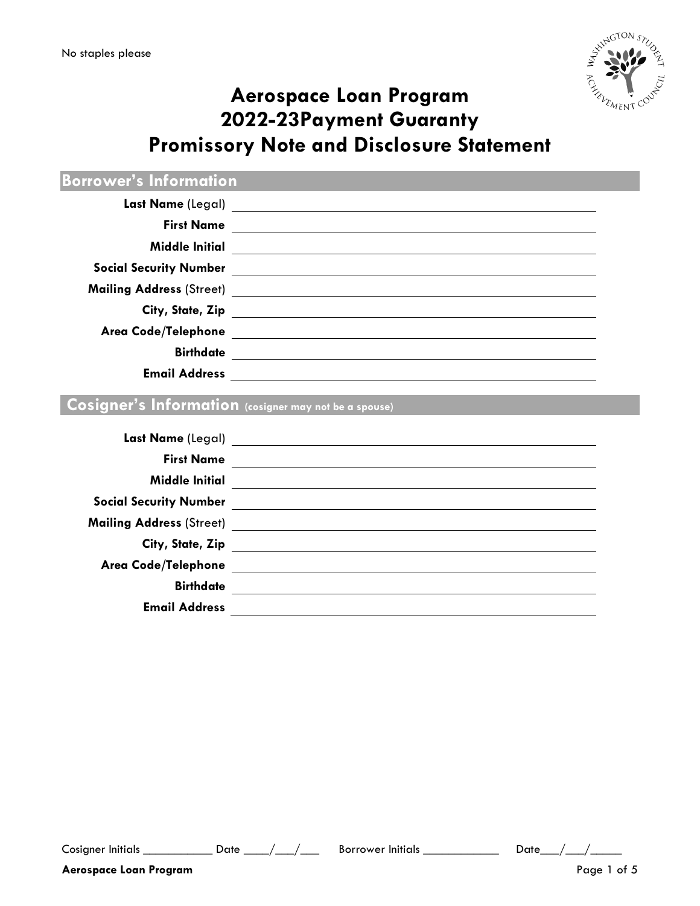No staples please

# Aerospace Loan Program
# 2022-23Payment Guaranty
# Promissory Note and Disclosure Statement

## Borrower's Information

**Last Name** (Legal) ______________________________

**First Name** ______________________________

**Middle Initial** ______________________________

**Social Security Number** ______________________________

**Mailing Address** (Street) ______________________________

**City, State, Zip** ______________________________

**Area Code/Telephone** ______________________________

**Birthdate** ______________________________

**Email Address** ______________________________

## Cosigner's Information (cosigner may not be a spouse)

**Last Name** (Legal) ______________________________

**First Name** ______________________________

**Middle Initial** ______________________________

**Social Security Number** ______________________________

**Mailing Address** (Street) ______________________________

**City, State, Zip** ______________________________

**Area Code/Telephone** ______________________________

**Birthdate** ______________________________

**Email Address** ______________________________

Cosigner Initials ___________ Date ____/___/___ Borrower Initials ____________ Date___/___/_____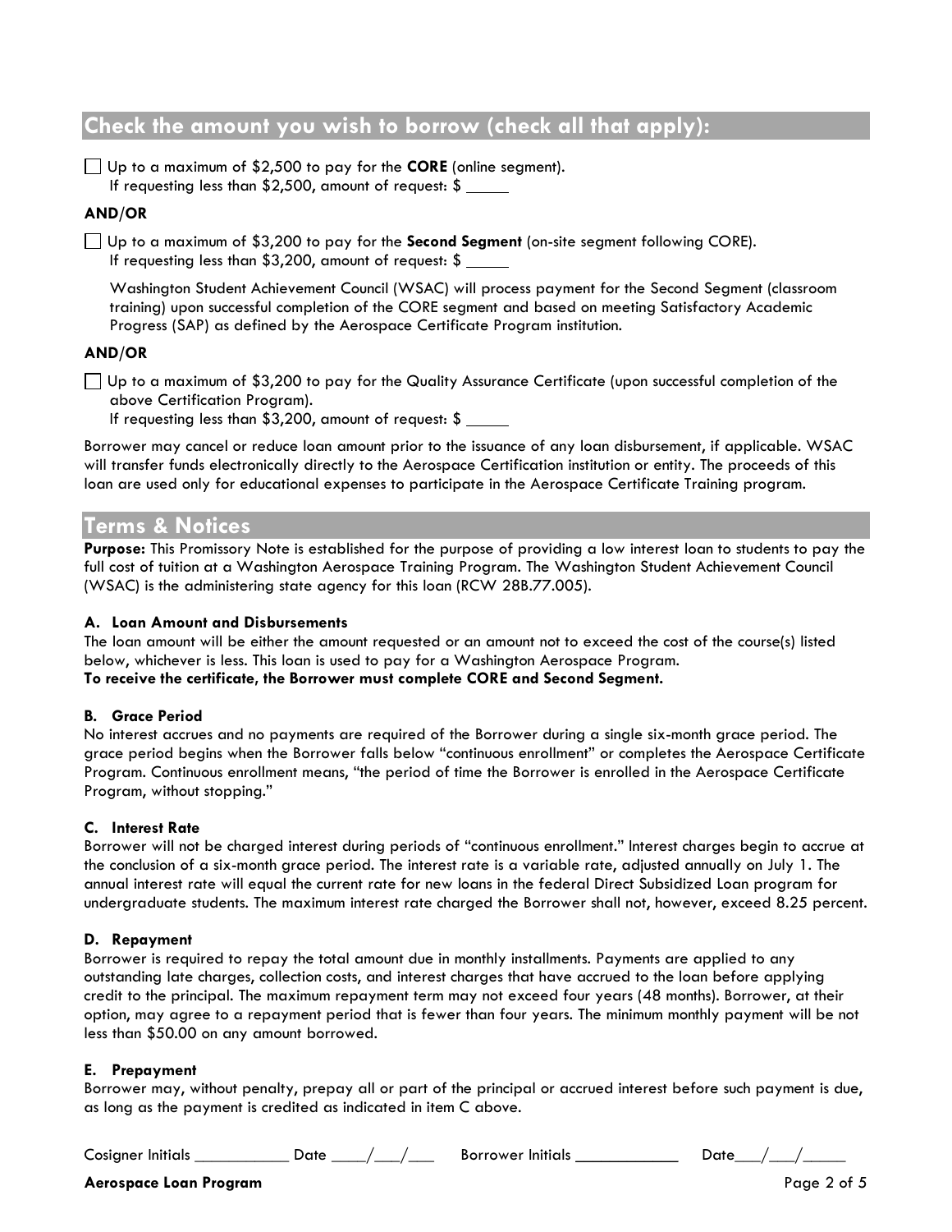## Check the amount you wish to borrow (check all that apply):

☐ Up to a maximum of $2,500 to pay for the **CORE** (online segment).
If requesting less than $2,500, amount of request: $ _____

**AND/OR**

☐ Up to a maximum of $3,200 to pay for the **Second Segment** (on-site segment following CORE).
If requesting less than $3,200, amount of request: $ _____

Washington Student Achievement Council (WSAC) will process payment for the Second Segment (classroom training) upon successful completion of the CORE segment and based on meeting Satisfactory Academic Progress (SAP) as defined by the Aerospace Certificate Program institution.

**AND/OR**

☐ Up to a maximum of $3,200 to pay for the Quality Assurance Certificate (upon successful completion of the above Certification Program).
If requesting less than $3,200, amount of request: $ _____

Borrower may cancel or reduce loan amount prior to the issuance of any loan disbursement, if applicable. WSAC will transfer funds electronically directly to the Aerospace Certification institution or entity. The proceeds of this loan are used only for educational expenses to participate in the Aerospace Certificate Training program.

## Terms & Notices

**Purpose:** This Promissory Note is established for the purpose of providing a low interest loan to students to pay the full cost of tuition at a Washington Aerospace Training Program. The Washington Student Achievement Council (WSAC) is the administering state agency for this loan (RCW 28B.77.005).

### A. Loan Amount and Disbursements

The loan amount will be either the amount requested or an amount not to exceed the cost of the course(s) listed below, whichever is less. This loan is used to pay for a Washington Aerospace Program.
**To receive the certificate, the Borrower must complete CORE and Second Segment.**

### B. Grace Period

No interest accrues and no payments are required of the Borrower during a single six-month grace period. The grace period begins when the Borrower falls below "continuous enrollment" or completes the Aerospace Certificate Program. Continuous enrollment means, "the period of time the Borrower is enrolled in the Aerospace Certificate Program, without stopping."

### C. Interest Rate

Borrower will not be charged interest during periods of "continuous enrollment." Interest charges begin to accrue at the conclusion of a six-month grace period. The interest rate is a variable rate, adjusted annually on July 1. The annual interest rate will equal the current rate for new loans in the federal Direct Subsidized Loan program for undergraduate students. The maximum interest rate charged the Borrower shall not, however, exceed 8.25 percent.

### D. Repayment

Borrower is required to repay the total amount due in monthly installments. Payments are applied to any outstanding late charges, collection costs, and interest charges that have accrued to the loan before applying credit to the principal. The maximum repayment term may not exceed four years (48 months). Borrower, at their option, may agree to a repayment period that is fewer than four years. The minimum monthly payment will be not less than $50.00 on any amount borrowed.

### E. Prepayment

Borrower may, without penalty, prepay all or part of the principal or accrued interest before such payment is due, as long as the payment is credited as indicated in item C above.

Cosigner Initials ___________ Date ____/___/___ Borrower Initials ____________ Date___/___/_____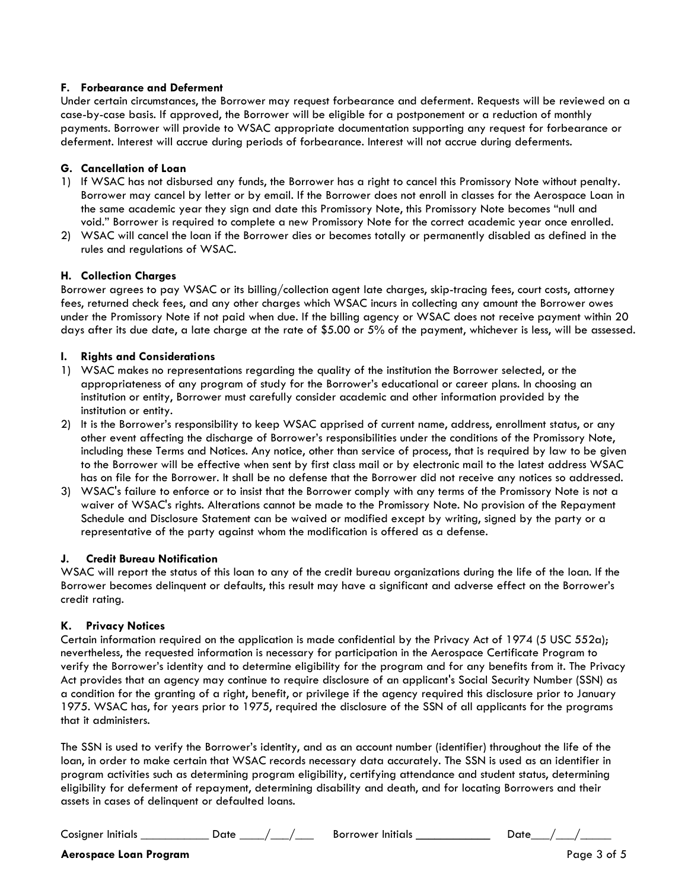### F. Forbearance and Deferment

Under certain circumstances, the Borrower may request forbearance and deferment. Requests will be reviewed on a case-by-case basis. If approved, the Borrower will be eligible for a postponement or a reduction of monthly payments. Borrower will provide to WSAC appropriate documentation supporting any request for forbearance or deferment. Interest will accrue during periods of forbearance. Interest will not accrue during deferments.

### G. Cancellation of Loan

1) If WSAC has not disbursed any funds, the Borrower has a right to cancel this Promissory Note without penalty. Borrower may cancel by letter or by email. If the Borrower does not enroll in classes for the Aerospace Loan in the same academic year they sign and date this Promissory Note, this Promissory Note becomes "null and void." Borrower is required to complete a new Promissory Note for the correct academic year once enrolled.
2) WSAC will cancel the loan if the Borrower dies or becomes totally or permanently disabled as defined in the rules and regulations of WSAC.

### H. Collection Charges

Borrower agrees to pay WSAC or its billing/collection agent late charges, skip-tracing fees, court costs, attorney fees, returned check fees, and any other charges which WSAC incurs in collecting any amount the Borrower owes under the Promissory Note if not paid when due. If the billing agency or WSAC does not receive payment within 20 days after its due date, a late charge at the rate of $5.00 or 5% of the payment, whichever is less, will be assessed.

### I. Rights and Considerations

1) WSAC makes no representations regarding the quality of the institution the Borrower selected, or the appropriateness of any program of study for the Borrower's educational or career plans. In choosing an institution or entity, Borrower must carefully consider academic and other information provided by the institution or entity.
2) It is the Borrower's responsibility to keep WSAC apprised of current name, address, enrollment status, or any other event affecting the discharge of Borrower's responsibilities under the conditions of the Promissory Note, including these Terms and Notices. Any notice, other than service of process, that is required by law to be given to the Borrower will be effective when sent by first class mail or by electronic mail to the latest address WSAC has on file for the Borrower. It shall be no defense that the Borrower did not receive any notices so addressed.
3) WSAC's failure to enforce or to insist that the Borrower comply with any terms of the Promissory Note is not a waiver of WSAC's rights. Alterations cannot be made to the Promissory Note. No provision of the Repayment Schedule and Disclosure Statement can be waived or modified except by writing, signed by the party or a representative of the party against whom the modification is offered as a defense.

### J. Credit Bureau Notification

WSAC will report the status of this loan to any of the credit bureau organizations during the life of the loan. If the Borrower becomes delinquent or defaults, this result may have a significant and adverse effect on the Borrower's credit rating.

### K. Privacy Notices

Certain information required on the application is made confidential by the Privacy Act of 1974 (5 USC 552a); nevertheless, the requested information is necessary for participation in the Aerospace Certificate Program to verify the Borrower's identity and to determine eligibility for the program and for any benefits from it. The Privacy Act provides that an agency may continue to require disclosure of an applicant's Social Security Number (SSN) as a condition for the granting of a right, benefit, or privilege if the agency required this disclosure prior to January 1975. WSAC has, for years prior to 1975, required the disclosure of the SSN of all applicants for the programs that it administers.

The SSN is used to verify the Borrower's identity, and as an account number (identifier) throughout the life of the loan, in order to make certain that WSAC records necessary data accurately. The SSN is used as an identifier in program activities such as determining program eligibility, certifying attendance and student status, determining eligibility for deferment of repayment, determining disability and death, and for locating Borrowers and their assets in cases of delinquent or defaulted loans.

Cosigner Initials ___________ Date ____/___/___ Borrower Initials ____________ Date___/___/_____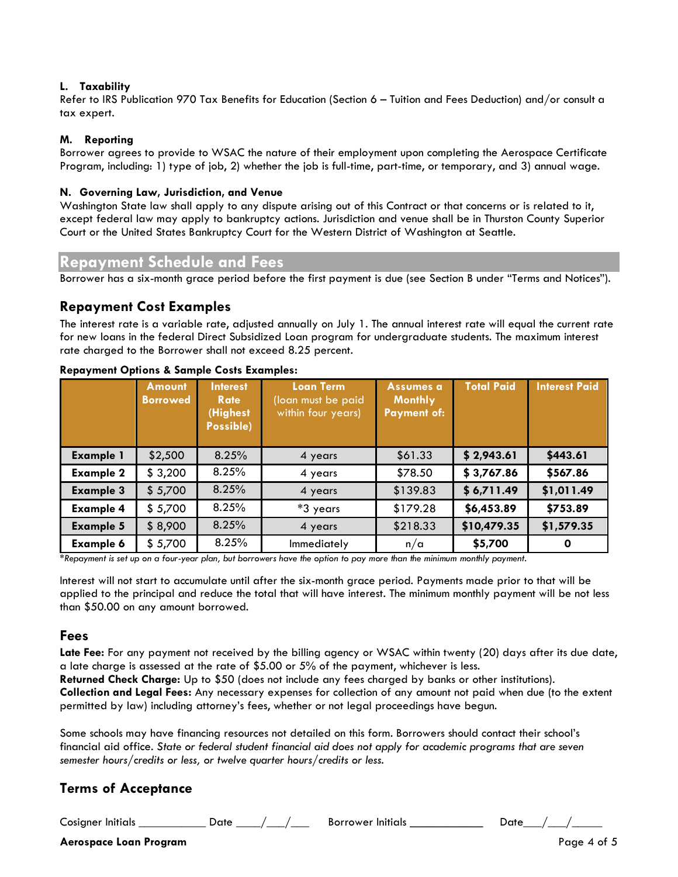**L. Taxability**

Refer to IRS Publication 970 Tax Benefits for Education (Section 6 – Tuition and Fees Deduction) and/or consult a tax expert.

**M. Reporting**

Borrower agrees to provide to WSAC the nature of their employment upon completing the Aerospace Certificate Program, including: 1) type of job, 2) whether the job is full-time, part-time, or temporary, and 3) annual wage.

**N. Governing Law, Jurisdiction, and Venue**

Washington State law shall apply to any dispute arising out of this Contract or that concerns or is related to it, except federal law may apply to bankruptcy actions. Jurisdiction and venue shall be in Thurston County Superior Court or the United States Bankruptcy Court for the Western District of Washington at Seattle.

## Repayment Schedule and Fees

Borrower has a six-month grace period before the first payment is due (see Section B under "Terms and Notices").

### Repayment Cost Examples

The interest rate is a variable rate, adjusted annually on July 1. The annual interest rate will equal the current rate for new loans in the federal Direct Subsidized Loan program for undergraduate students. The maximum interest rate charged to the Borrower shall not exceed 8.25 percent.

**Repayment Options & Sample Costs Examples:**

| | Amount Borrowed | Interest Rate (Highest Possible) | Loan Term (loan must be paid within four years) | Assumes a Monthly Payment of: | Total Paid | Interest Paid |
|---|---|---|---|---|---|---|
| **Example 1** | $2,500 | 8.25% | 4 years | $61.33 | **$ 2,943.61** | **$443.61** |
| **Example 2** | $ 3,200 | 8.25% | 4 years | $78.50 | **$ 3,767.86** | **$567.86** |
| **Example 3** | $ 5,700 | 8.25% | 4 years | $139.83 | **$ 6,711.49** | **$1,011.49** |
| **Example 4** | $ 5,700 | 8.25% | *3 years | $179.28 | **$6,453.89** | **$753.89** |
| **Example 5** | $ 8,900 | 8.25% | 4 years | $218.33 | **$10,479.35** | **$1,579.35** |
| **Example 6** | $ 5,700 | 8.25% | Immediately | n/a | **$5,700** | **0** |

*\*Repayment is set up on a four-year plan, but borrowers have the option to pay more than the minimum monthly payment.*

Interest will not start to accumulate until after the six-month grace period. Payments made prior to that will be applied to the principal and reduce the total that will have interest. The minimum monthly payment will be not less than $50.00 on any amount borrowed.

### Fees

**Late Fee:** For any payment not received by the billing agency or WSAC within twenty (20) days after its due date, a late charge is assessed at the rate of $5.00 or 5% of the payment, whichever is less.
**Returned Check Charge:** Up to $50 (does not include any fees charged by banks or other institutions).
**Collection and Legal Fees:** Any necessary expenses for collection of any amount not paid when due (to the extent permitted by law) including attorney's fees, whether or not legal proceedings have begun.

Some schools may have financing resources not detailed on this form. Borrowers should contact their school's financial aid office. *State or federal student financial aid does not apply for academic programs that are seven semester hours/credits or less, or twelve quarter hours/credits or less.*

### Terms of Acceptance

Cosigner Initials ___________ Date ____/___/___ Borrower Initials ____________ Date___/___/_____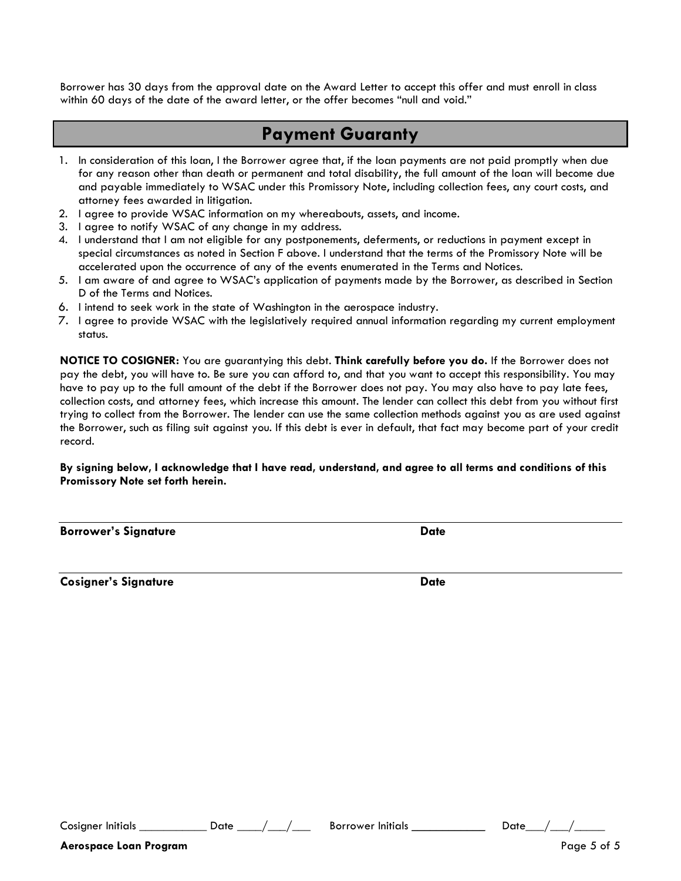Borrower has 30 days from the approval date on the Award Letter to accept this offer and must enroll in class within 60 days of the date of the award letter, or the offer becomes "null and void."

## Payment Guaranty

1. In consideration of this loan, I the Borrower agree that, if the loan payments are not paid promptly when due for any reason other than death or permanent and total disability, the full amount of the loan will become due and payable immediately to WSAC under this Promissory Note, including collection fees, any court costs, and attorney fees awarded in litigation.
2. I agree to provide WSAC information on my whereabouts, assets, and income.
3. I agree to notify WSAC of any change in my address.
4. I understand that I am not eligible for any postponements, deferments, or reductions in payment except in special circumstances as noted in Section F above. I understand that the terms of the Promissory Note will be accelerated upon the occurrence of any of the events enumerated in the Terms and Notices.
5. I am aware of and agree to WSAC's application of payments made by the Borrower, as described in Section D of the Terms and Notices.
6. I intend to seek work in the state of Washington in the aerospace industry.
7. I agree to provide WSAC with the legislatively required annual information regarding my current employment status.

**NOTICE TO COSIGNER**: You are guarantying this debt. **Think carefully before you do.** If the Borrower does not pay the debt, you will have to. Be sure you can afford to, and that you want to accept this responsibility. You may have to pay up to the full amount of the debt if the Borrower does not pay. You may also have to pay late fees, collection costs, and attorney fees, which increase this amount. The lender can collect this debt from you without first trying to collect from the Borrower. The lender can use the same collection methods against you as are used against the Borrower, such as filing suit against you. If this debt is ever in default, that fact may become part of your credit record.

**By signing below, I acknowledge that I have read, understand, and agree to all terms and conditions of this Promissory Note set forth herein.**

______________________________________________________________________

**Borrower's Signature** **Date**

______________________________________________________________________

**Cosigner's Signature** **Date**

Cosigner Initials ___________ Date ____/___/___ Borrower Initials ___________ Date___/___/_____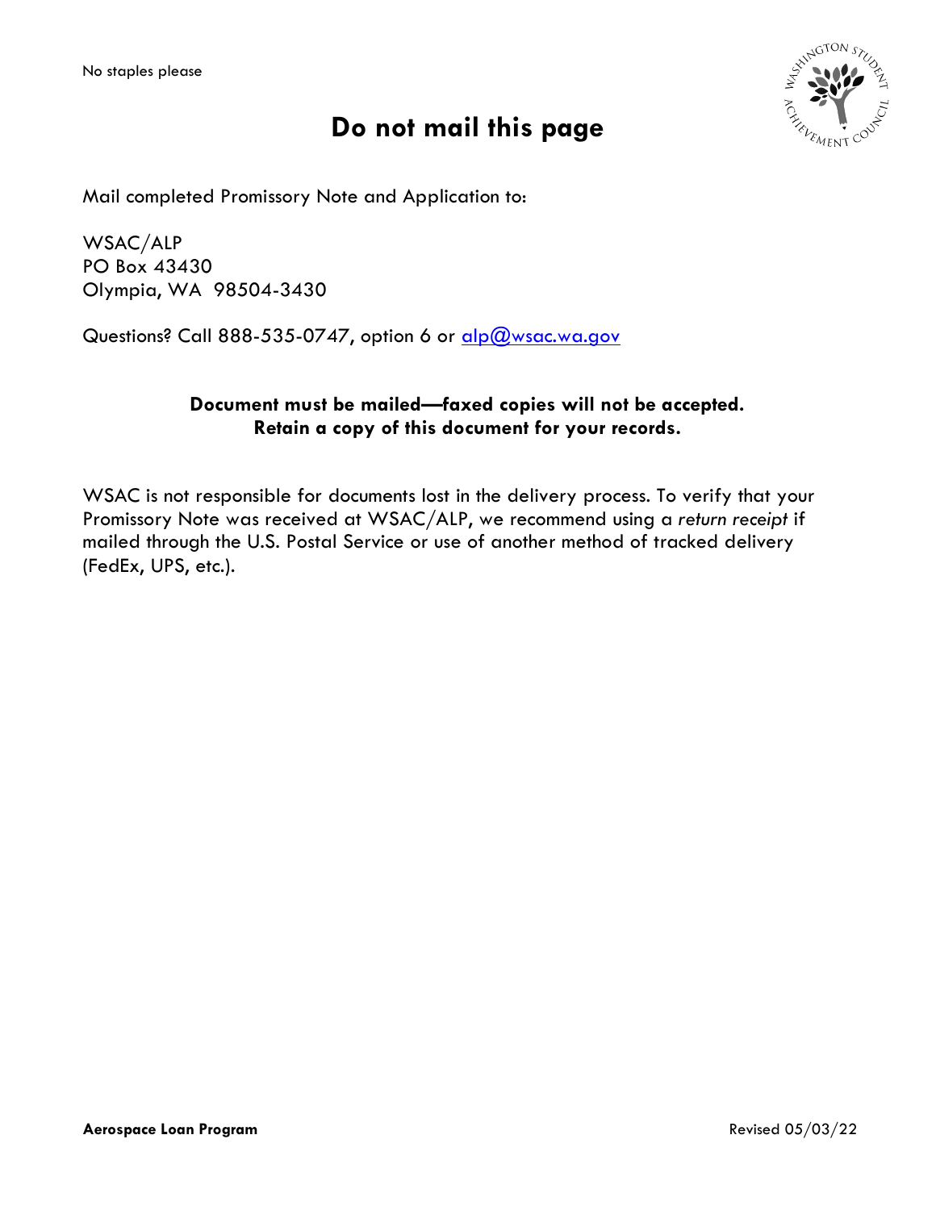No staples please

# Do not mail this page

Mail completed Promissory Note and Application to:

WSAC/ALP
PO Box 43430
Olympia, WA  98504-3430

Questions? Call 888-535-0747, option 6 or [alp@wsac.wa.gov](mailto:alp@wsac.wa.gov)

**Document must be mailed—faxed copies will not be accepted.**
**Retain a copy of this document for your records.**

WSAC is not responsible for documents lost in the delivery process. To verify that your Promissory Note was received at WSAC/ALP, we recommend using a *return receipt* if mailed through the U.S. Postal Service or use of another method of tracked delivery (FedEx, UPS, etc.).

**Aerospace Loan Program** Revised 05/03/22